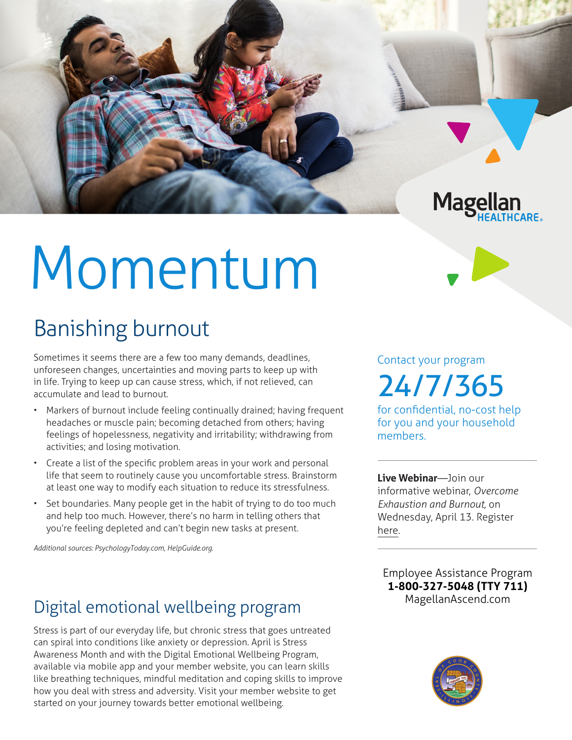Magellan HEALTHCARE

# Momentum

## Banishing burnout

Sometimes it seems there are a few too many demands, deadlines, unforeseen changes, uncertainties and moving parts to keep up with in life. Trying to keep up can cause stress, which, if not relieved, can accumulate and lead to burnout.

- Markers of burnout include feeling continually drained; having frequent headaches or muscle pain; becoming detached from others; having feelings of hopelessness, negativity and irritability; withdrawing from activities; and losing motivation.
- Create a list of the specific problem areas in your work and personal life that seem to routinely cause you uncomfortable stress. Brainstorm at least one way to modify each situation to reduce its stressfulness.
- Set boundaries. Many people get in the habit of trying to do too much and help too much. However, there's no harm in telling others that you're feeling depleted and can't begin new tasks at present.

*Additional sources: PsychologyToday.com, HelpGuide.org.*

## Digital emotional wellbeing program

Stress is part of our everyday life, but chronic stress that goes untreated can spiral into conditions like anxiety or depression. April is Stress Awareness Month and with the Digital Emotional Wellbeing Program, available via mobile app and your member website, you can learn skills like breathing techniques, mindful meditation and coping skills to improve how you deal with stress and adversity. Visit your member website to get started on your journey towards better emotional wellbeing.

Contact your program

## 24/7/365

for confidential, no-cost help for you and your household members.

---

**Live Webinar**—Join our informative webinar, *Overcome Exhaustion and Burnout,* on Wednesday, April 13. Register here.

---

Employee Assistance Program
**1-800-327-5048 (TTY 711)**
MagellanAscend.com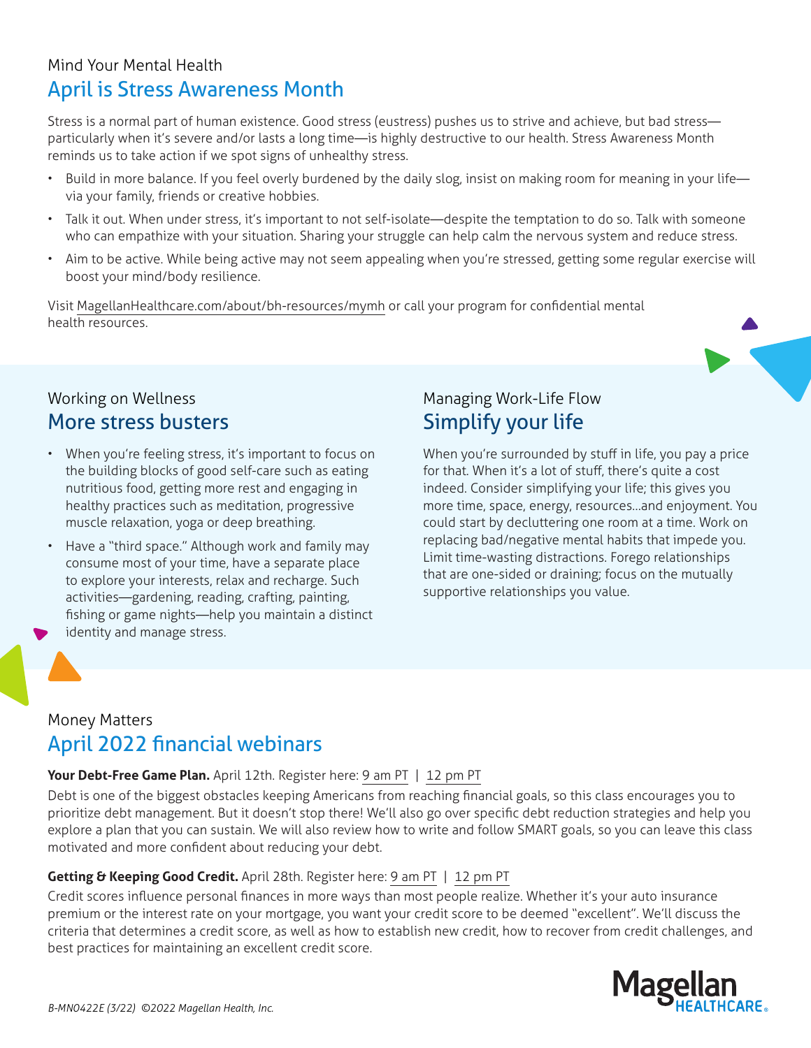Mind Your Mental Health

## April is Stress Awareness Month

Stress is a normal part of human existence. Good stress (eustress) pushes us to strive and achieve, but bad stress—particularly when it's severe and/or lasts a long time—is highly destructive to our health. Stress Awareness Month reminds us to take action if we spot signs of unhealthy stress.

- Build in more balance. If you feel overly burdened by the daily slog, insist on making room for meaning in your life—via your family, friends or creative hobbies.
- Talk it out. When under stress, it's important to not self-isolate—despite the temptation to do so. Talk with someone who can empathize with your situation. Sharing your struggle can help calm the nervous system and reduce stress.
- Aim to be active. While being active may not seem appealing when you're stressed, getting some regular exercise will boost your mind/body resilience.

Visit MagellanHealthcare.com/about/bh-resources/mymh or call your program for confidential mental health resources.

Working on Wellness

## More stress busters

- When you're feeling stress, it's important to focus on the building blocks of good self-care such as eating nutritious food, getting more rest and engaging in healthy practices such as meditation, progressive muscle relaxation, yoga or deep breathing.
- Have a "third space." Although work and family may consume most of your time, have a separate place to explore your interests, relax and recharge. Such activities—gardening, reading, crafting, painting, fishing or game nights—help you maintain a distinct identity and manage stress.

Managing Work-Life Flow

## Simplify your life

When you're surrounded by stuff in life, you pay a price for that. When it's a lot of stuff, there's quite a cost indeed. Consider simplifying your life; this gives you more time, space, energy, resources…and enjoyment. You could start by decluttering one room at a time. Work on replacing bad/negative mental habits that impede you. Limit time-wasting distractions. Forego relationships that are one-sided or draining; focus on the mutually supportive relationships you value.

Money Matters

## April 2022 financial webinars

**Your Debt-Free Game Plan.** April 12th. Register here: 9 am PT | 12 pm PT

Debt is one of the biggest obstacles keeping Americans from reaching financial goals, so this class encourages you to prioritize debt management. But it doesn't stop there! We'll also go over specific debt reduction strategies and help you explore a plan that you can sustain. We will also review how to write and follow SMART goals, so you can leave this class motivated and more confident about reducing your debt.

**Getting & Keeping Good Credit.** April 28th. Register here: 9 am PT | 12 pm PT

Credit scores influence personal finances in more ways than most people realize. Whether it's your auto insurance premium or the interest rate on your mortgage, you want your credit score to be deemed "excellent". We'll discuss the criteria that determines a credit score, as well as how to establish new credit, how to recover from credit challenges, and best practices for maintaining an excellent credit score.

*B-MN0422E (3/22) ©2022 Magellan Health, Inc.*

Magellan HEALTHCARE.